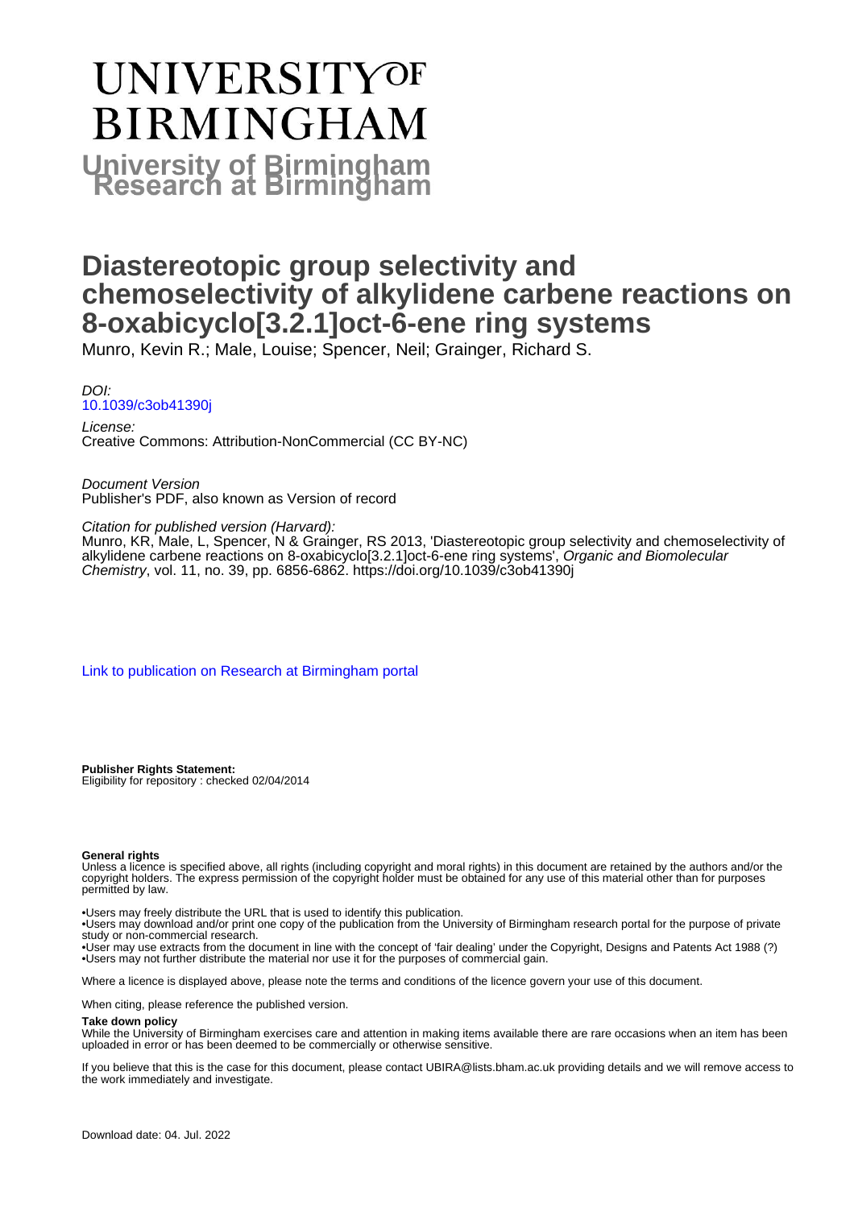# UNIVERSITY OF BIRMINGHAM

## University of Birmingham Research at Birmingham

# Diastereotopic group selectivity and chemoselectivity of alkylidene carbene reactions on 8-oxabicyclo[3.2.1]oct-6-ene ring systems

Munro, Kevin R.; Male, Louise; Spencer, Neil; Grainger, Richard S.

*DOI:*
10.1039/c3ob41390j

*License:*
Creative Commons: Attribution-NonCommercial (CC BY-NC)

*Document Version*
Publisher's PDF, also known as Version of record

*Citation for published version (Harvard):*
Munro, KR, Male, L, Spencer, N & Grainger, RS 2013, 'Diastereotopic group selectivity and chemoselectivity of alkylidene carbene reactions on 8-oxabicyclo[3.2.1]oct-6-ene ring systems', *Organic and Biomolecular Chemistry*, vol. 11, no. 39, pp. 6856-6862. https://doi.org/10.1039/c3ob41390j

Link to publication on Research at Birmingham portal

**Publisher Rights Statement:**
Eligibility for repository : checked 02/04/2014

**General rights**
Unless a licence is specified above, all rights (including copyright and moral rights) in this document are retained by the authors and/or the copyright holders. The express permission of the copyright holder must be obtained for any use of this material other than for purposes permitted by law.

•Users may freely distribute the URL that is used to identify this publication.
•Users may download and/or print one copy of the publication from the University of Birmingham research portal for the purpose of private study or non-commercial research.
•User may use extracts from the document in line with the concept of 'fair dealing' under the Copyright, Designs and Patents Act 1988 (?)
•Users may not further distribute the material nor use it for the purposes of commercial gain.

Where a licence is displayed above, please note the terms and conditions of the licence govern your use of this document.

When citing, please reference the published version.

**Take down policy**
While the University of Birmingham exercises care and attention in making items available there are rare occasions when an item has been uploaded in error or has been deemed to be commercially or otherwise sensitive.

If you believe that this is the case for this document, please contact UBIRA@lists.bham.ac.uk providing details and we will remove access to the work immediately and investigate.

Download date: 04. Jul. 2022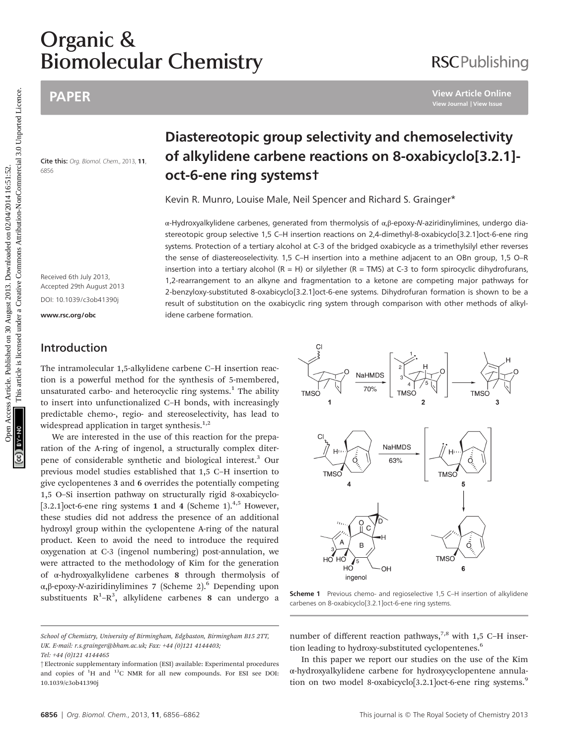# Diastereotopic group selectivity and chemoselectivity of alkylidene carbene reactions on 8-oxabicyclo[3.2.1]-oct-6-ene ring systems†

Cite this: *Org. Biomol. Chem.*, 2013, **11**, 6856

Kevin R. Munro, Louise Male, Neil Spencer and Richard S. Grainger*

Received 6th July 2013, Accepted 29th August 2013

DOI: 10.1039/c3ob41390j

www.rsc.org/obc

α-Hydroxyalkylidene carbenes, generated from thermolysis of α,β-epoxy-*N*-aziridinylimines, undergo diastereotopic group selective 1,5 C–H insertion reactions on 2,4-dimethyl-8-oxabicyclo[3.2.1]oct-6-ene ring systems. Protection of a tertiary alcohol at C-3 of the bridged oxabicycle as a trimethylsilyl ether reverses the sense of diastereoselectivity. 1,5 C–H insertion into a methine adjacent to an OBn group, 1,5 O–R insertion into a tertiary alcohol (R = H) or silylether (R = TMS) at C-3 to form spirocyclic dihydrofurans, 1,2-rearrangement to an alkyne and fragmentation to a ketone are competing major pathways for 2-benzyloxy-substituted 8-oxabicyclo[3.2.1]oct-6-ene systems. Dihydrofuran formation is shown to be a result of substitution on the oxabicyclic ring system through comparison with other methods of alkylidene carbene formation.

## Introduction

The intramolecular 1,5-alkylidene carbene C–H insertion reaction is a powerful method for the synthesis of 5-membered, unsaturated carbo- and heterocyclic ring systems.[1] The ability to insert into unfunctionalized C–H bonds, with increasingly predictable chemo-, regio- and stereoselectivity, has lead to widespread application in target synthesis.[1,2]

We are interested in the use of this reaction for the preparation of the A-ring of ingenol, a structurally complex diterpene of considerable synthetic and biological interest.[3] Our previous model studies established that 1,5 C–H insertion to give cyclopentenes **3** and **6** overrides the potentially competing 1,5 O–Si insertion pathway on structurally rigid 8-oxabicyclo-[3.2.1]oct-6-ene ring systems **1** and **4** (Scheme 1).[4,5] However, these studies did not address the presence of an additional hydroxyl group within the cyclopentene A-ring of the natural product. Keen to avoid the need to introduce the required oxygenation at C-3 (ingenol numbering) post-annulation, we were attracted to the methodology of Kim for the generation of α-hydroxyalkylidene carbenes **8** through thermolysis of α,β-epoxy-*N*-aziridinylimines **7** (Scheme 2).[6] Depending upon substituents $R^1$–$R^3$, alkylidene carbenes **8** can undergo a number of different reaction pathways,[7,8] with 1,5 C–H insertion leading to hydroxy-substituted cyclopentenes.[6]

**Scheme 1** Previous chemo- and regioselective 1,5 C–H insertion of alkylidene carbenes on 8-oxabicyclo[3.2.1]oct-6-ene ring systems.

In this paper we report our studies on the use of the Kim α-hydroxyalkylidene carbene for hydroxycyclopentene annulation on two model 8-oxabicyclo[3.2.1]oct-6-ene ring systems.[9]

School of Chemistry, University of Birmingham, Edgbaston, Birmingham B15 2TT, UK. E-mail: r.s.grainger@bham.ac.uk; Fax: +44 (0)121 4144403; Tel: +44 (0)121 4144465

† Electronic supplementary information (ESI) available: Experimental procedures and copies of ¹H and ¹³C NMR for all new compounds. For ESI see DOI: 10.1039/c3ob41390j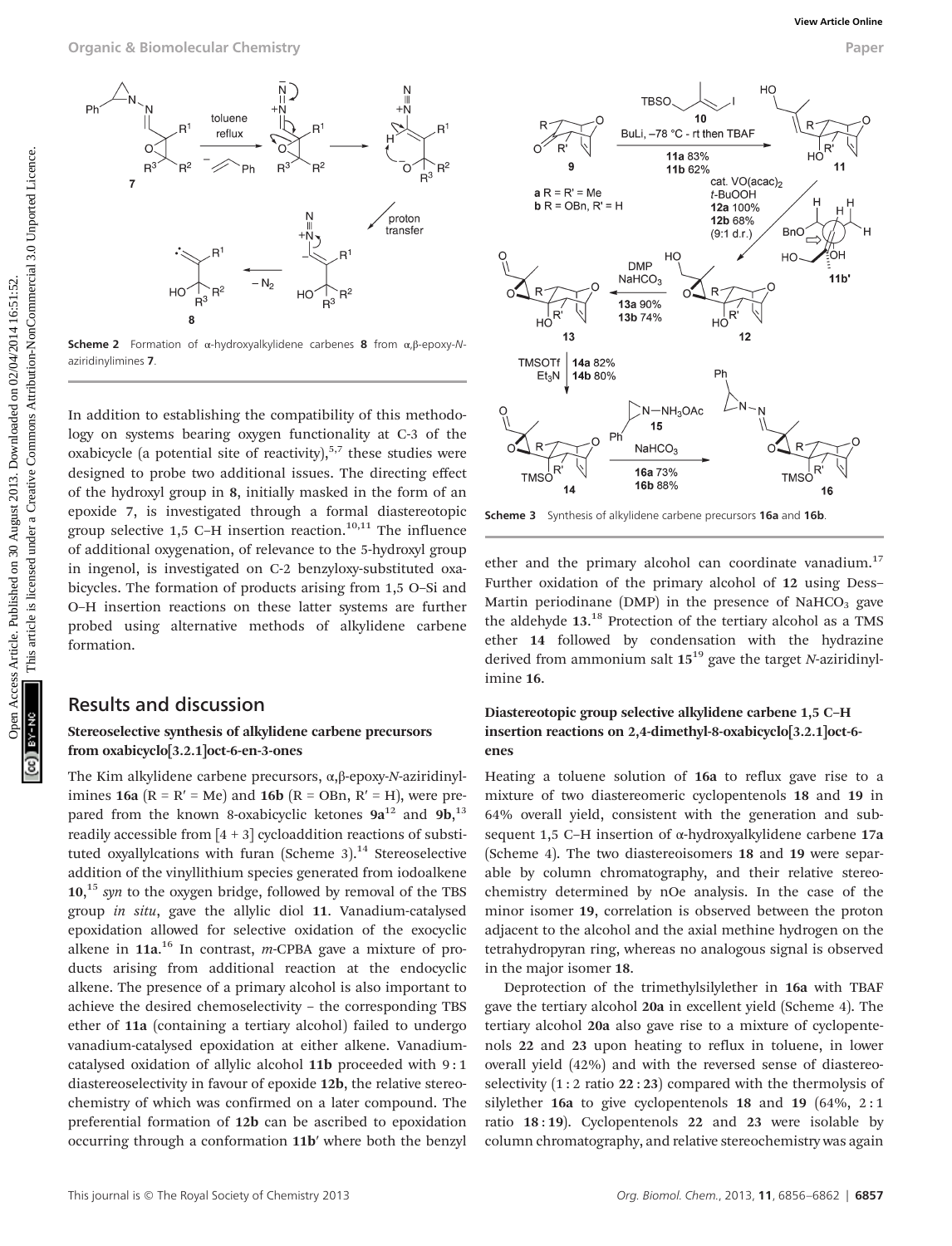Scheme 2 Formation of α-hydroxyalkylidene carbenes **8** from α,β-epoxy-*N*-aziridinylimines **7**.

In addition to establishing the compatibility of this methodology on systems bearing oxygen functionality at C-3 of the oxabicycle (a potential site of reactivity),[5,7] these studies were designed to probe two additional issues. The directing effect of the hydroxyl group in **8**, initially masked in the form of an epoxide **7**, is investigated through a formal diastereotopic group selective 1,5 C–H insertion reaction.[10,11] The influence of additional oxygenation, of relevance to the 5-hydroxyl group in ingenol, is investigated on C-2 benzyloxy-substituted oxabicycles. The formation of products arising from 1,5 O–Si and O–H insertion reactions on these latter systems are further probed using alternative methods of alkylidene carbene formation.

## Results and discussion

### Stereoselective synthesis of alkylidene carbene precursors from oxabicyclo[3.2.1]oct-6-en-3-ones

The Kim alkylidene carbene precursors, α,β-epoxy-*N*-aziridinylimines **16a** (R = R′ = Me) and **16b** (R = OBn, R′ = H), were prepared from the known 8-oxabicyclic ketones **9a**[12] and **9b**,[13] readily accessible from [4 + 3] cycloaddition reactions of substituted oxyallylcations with furan (Scheme 3).[14] Stereoselective addition of the vinyllithium species generated from iodoalkene **10**,[15] *syn* to the oxygen bridge, followed by removal of the TBS group *in situ*, gave the allylic diol **11**. Vanadium-catalysed epoxidation allowed for selective oxidation of the exocyclic alkene in **11a**.[16] In contrast, *m*-CPBA gave a mixture of products arising from additional reaction at the endocyclic alkene. The presence of a primary alcohol is also important to achieve the desired chemoselectivity – the corresponding TBS ether of **11a** (containing a tertiary alcohol) failed to undergo vanadium-catalysed epoxidation at either alkene. Vanadium-catalysed oxidation of allylic alcohol **11b** proceeded with 9 : 1 diastereoselectivity in favour of epoxide **12b**, the relative stereochemistry of which was confirmed on a later compound. The preferential formation of **12b** can be ascribed to epoxidation occurring through a conformation **11b′** where both the benzyl ether and the primary alcohol can coordinate vanadium.[17] Further oxidation of the primary alcohol of **12** using Dess–Martin periodinane (DMP) in the presence of $NaHCO_3$ gave the aldehyde **13**.[18] Protection of the tertiary alcohol as a TMS ether **14** followed by condensation with the hydrazine derived from ammonium salt **15**[19] gave the target *N*-aziridinylimine **16**.

Scheme 3 Synthesis of alkylidene carbene precursors **16a** and **16b**.

### Diastereotopic group selective alkylidene carbene 1,5 C–H insertion reactions on 2,4-dimethyl-8-oxabicyclo[3.2.1]oct-6-enes

Heating a toluene solution of **16a** to reflux gave rise to a mixture of two diastereomeric cyclopentenols **18** and **19** in 64% overall yield, consistent with the generation and subsequent 1,5 C–H insertion of α-hydroxyalkylidene carbene **17a** (Scheme 4). The two diastereoisomers **18** and **19** were separable by column chromatography, and their relative stereochemistry determined by nOe analysis. In the case of the minor isomer **19**, correlation is observed between the proton adjacent to the alcohol and the axial methine hydrogen on the tetrahydropyran ring, whereas no analogous signal is observed in the major isomer **18**.

Deprotection of the trimethylsilylether in **16a** with TBAF gave the tertiary alcohol **20a** in excellent yield (Scheme 4). The tertiary alcohol **20a** also gave rise to a mixture of cyclopentenols **22** and **23** upon heating to reflux in toluene, in lower overall yield (42%) and with the reversed sense of diastereoselectivity (1 : 2 ratio **22** : **23**) compared with the thermolysis of silylether **16a** to give cyclopentenols **18** and **19** (64%, 2 : 1 ratio **18** : **19**). Cyclopentenols **22** and **23** were isolable by column chromatography, and relative stereochemistry was again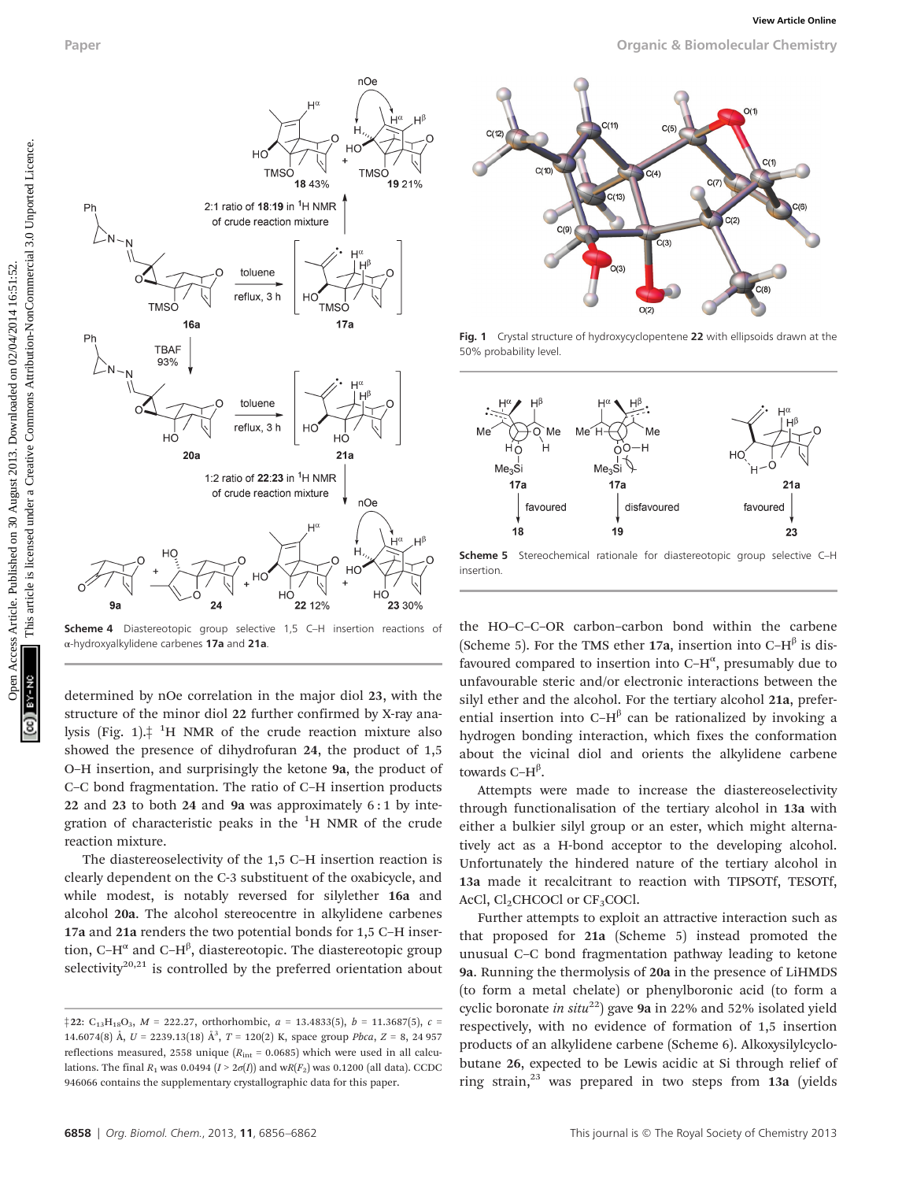Scheme 4 Diastereotopic group selective 1,5 C–H insertion reactions of α-hydroxyalkylidene carbenes **17a** and **21a**.

Fig. 1 Crystal structure of hydroxycyclopentene **22** with ellipsoids drawn at the 50% probability level.

Scheme 5 Stereochemical rationale for diastereotopic group selective C–H insertion.

determined by nOe correlation in the major diol **23**, with the structure of the minor diol **22** further confirmed by X-ray analysis (Fig. 1).‡ $^1$H NMR of the crude reaction mixture also showed the presence of dihydrofuran **24**, the product of 1,5 O–H insertion, and surprisingly the ketone **9a**, the product of C–C bond fragmentation. The ratio of C–H insertion products **22** and **23** to both **24** and **9a** was approximately 6 : 1 by integration of characteristic peaks in the $^1$H NMR of the crude reaction mixture.

The diastereoselectivity of the 1,5 C–H insertion reaction is clearly dependent on the C-3 substituent of the oxabicycle, and while modest, is notably reversed for silylether **16a** and alcohol **20a**. The alcohol stereocentre in alkylidene carbenes **17a** and **21a** renders the two potential bonds for 1,5 C–H insertion, C–H$^\alpha$ and C–H$^\beta$, diastereotopic. The diastereotopic group selectivity[20,21] is controlled by the preferred orientation about the HO–C–C–OR carbon–carbon bond within the carbene (Scheme 5). For the TMS ether **17a**, insertion into C–H$^\beta$ is disfavoured compared to insertion into C–H$^\alpha$, presumably due to unfavourable steric and/or electronic interactions between the silyl ether and the alcohol. For the tertiary alcohol **21a**, preferential insertion into C–H$^\beta$ can be rationalized by invoking a hydrogen bonding interaction, which fixes the conformation about the vicinal diol and orients the alkylidene carbene towards C–H$^\beta$.

Attempts were made to increase the diastereoselectivity through functionalisation of the tertiary alcohol in **13a** with either a bulkier silyl group or an ester, which might alternatively act as a H-bond acceptor to the developing alcohol. Unfortunately the hindered nature of the tertiary alcohol in **13a** made it recalcitrant to reaction with TIPSOTf, TESOTf, AcCl, $Cl_2CHCOCl$ or $CF_3COCl$.

Further attempts to exploit an attractive interaction such as that proposed for **21a** (Scheme 5) instead promoted the unusual C–C bond fragmentation pathway leading to ketone **9a**. Running the thermolysis of **20a** in the presence of LiHMDS (to form a metal chelate) or phenylboronic acid (to form a cyclic boronate *in situ*[22]) gave **9a** in 22% and 52% isolated yield respectively, with no evidence of formation of 1,5 insertion products of an alkylidene carbene (Scheme 6). Alkoxysilylcyclobutane **26**, expected to be Lewis acidic at Si through relief of ring strain,[23] was prepared in two steps from **13a** (yields

‡**22**: $C_{13}H_{18}O_3$, $M$ = 222.27, orthorhombic, $a$ = 13.4833(5), $b$ = 11.3687(5), $c$ = 14.6074(8) Å, $U$ = 2239.13(18) Å$^3$, $T$ = 120(2) K, space group *Pbca*, $Z$ = 8, 24 957 reflections measured, 2558 unique ($R_{int}$ = 0.0685) which were used in all calculations. The final $R_1$ was 0.0494 ($I > 2\sigma(I)$) and $wR(F_2)$ was 0.1200 (all data). CCDC 946066 contains the supplementary crystallographic data for this paper.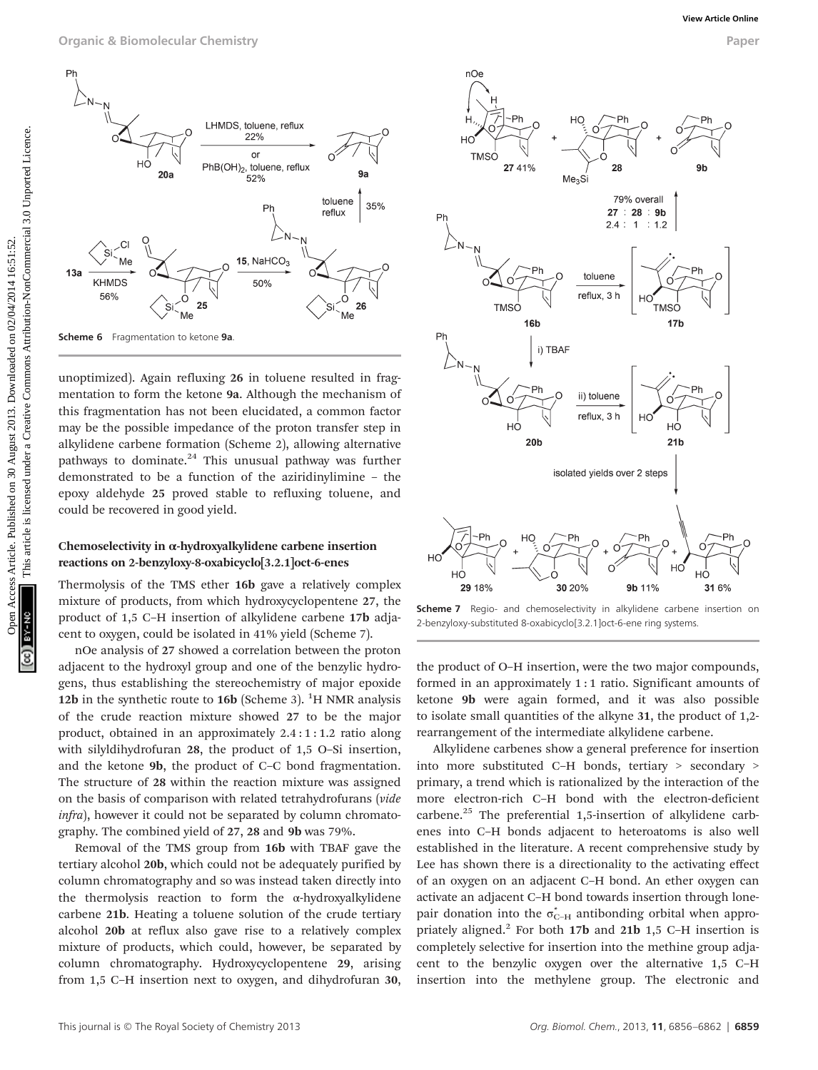Scheme 6 Fragmentation to ketone **9a**.

unoptimized). Again refluxing **26** in toluene resulted in fragmentation to form the ketone **9a**. Although the mechanism of this fragmentation has not been elucidated, a common factor may be the possible impedance of the proton transfer step in alkylidene carbene formation (Scheme 2), allowing alternative pathways to dominate.[24] This unusual pathway was further demonstrated to be a function of the aziridinylimine – the epoxy aldehyde **25** proved stable to refluxing toluene, and could be recovered in good yield.

### Chemoselectivity in α-hydroxyalkylidene carbene insertion reactions on 2-benzyloxy-8-oxabicyclo[3.2.1]oct-6-enes

Thermolysis of the TMS ether **16b** gave a relatively complex mixture of products, from which hydroxycyclopentene **27**, the product of 1,5 C–H insertion of alkylidene carbene **17b** adjacent to oxygen, could be isolated in 41% yield (Scheme 7).

nOe analysis of **27** showed a correlation between the proton adjacent to the hydroxyl group and one of the benzylic hydrogens, thus establishing the stereochemistry of major epoxide **12b** in the synthetic route to **16b** (Scheme 3). $^1$H NMR analysis of the crude reaction mixture showed **27** to be the major product, obtained in an approximately 2.4 : 1 : 1.2 ratio along with silyldihydrofuran **28**, the product of 1,5 O–Si insertion, and the ketone **9b**, the product of C–C bond fragmentation. The structure of **28** within the reaction mixture was assigned on the basis of comparison with related tetrahydrofurans (*vide infra*), however it could not be separated by column chromatography. The combined yield of **27**, **28** and **9b** was 79%.

Removal of the TMS group from **16b** with TBAF gave the tertiary alcohol **20b**, which could not be adequately purified by column chromatography and so was instead taken directly into the thermolysis reaction to form the α-hydroxyalkylidene carbene **21b**. Heating a toluene solution of the crude tertiary alcohol **20b** at reflux also gave rise to a relatively complex mixture of products, which could, however, be separated by column chromatography. Hydroxycyclopentene **29**, arising from 1,5 C–H insertion next to oxygen, and dihydrofuran **30**, the product of O–H insertion, were the two major compounds, formed in an approximately 1 : 1 ratio. Significant amounts of ketone **9b** were again formed, and it was also possible to isolate small quantities of the alkyne **31**, the product of 1,2-rearrangement of the intermediate alkylidene carbene.

Scheme 7 Regio- and chemoselectivity in alkylidene carbene insertion on 2-benzyloxy-substituted 8-oxabicyclo[3.2.1]oct-6-ene ring systems.

Alkylidene carbenes show a general preference for insertion into more substituted C–H bonds, tertiary > secondary > primary, a trend which is rationalized by the interaction of the more electron-rich C–H bond with the electron-deficient carbene.[25] The preferential 1,5-insertion of alkylidene carbenes into C–H bonds adjacent to heteroatoms is also well established in the literature. A recent comprehensive study by Lee has shown there is a directionality to the activating effect of an oxygen on an adjacent C–H bond. An ether oxygen can activate an adjacent C–H bond towards insertion through lone-pair donation into the $\sigma^*_{C-H}$ antibonding orbital when appropriately aligned.[2] For both **17b** and **21b** 1,5 C–H insertion is completely selective for insertion into the methine group adjacent to the benzylic oxygen over the alternative 1,5 C–H insertion into the methylene group. The electronic and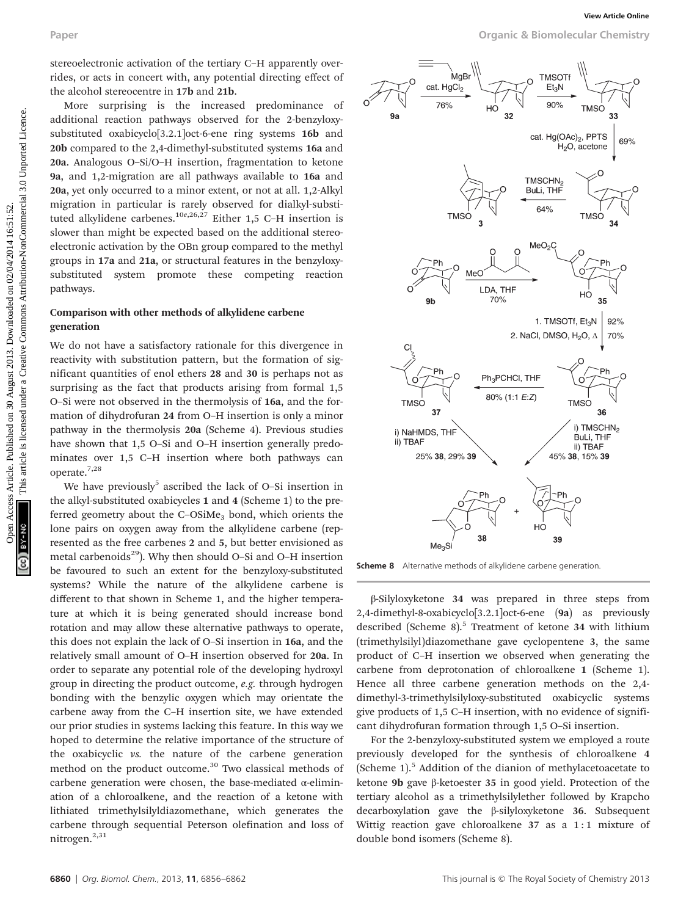stereoelectronic activation of the tertiary C–H apparently overrides, or acts in concert with, any potential directing effect of the alcohol stereocentre in **17b** and **21b**.

More surprising is the increased predominance of additional reaction pathways observed for the 2-benzyloxy-substituted oxabicyclo[3.2.1]oct-6-ene ring systems **16b** and **20b** compared to the 2,4-dimethyl-substituted systems **16a** and **20a**. Analogous O–Si/O–H insertion, fragmentation to ketone **9a**, and 1,2-migration are all pathways available to **16a** and **20a**, yet only occurred to a minor extent, or not at all. 1,2-Alkyl migration in particular is rarely observed for dialkyl-substituted alkylidene carbenes.[10e,26,27] Either 1,5 C–H insertion is slower than might be expected based on the additional stereoelectronic activation by the OBn group compared to the methyl groups in **17a** and **21a**, or structural features in the benzyloxy-substituted system promote these competing reaction pathways.

### Comparison with other methods of alkylidene carbene generation

We do not have a satisfactory rationale for this divergence in reactivity with substitution pattern, but the formation of significant quantities of enol ethers **28** and **30** is perhaps not as surprising as the fact that products arising from formal 1,5 O–Si were not observed in the thermolysis of **16a**, and the formation of dihydrofuran **24** from O–H insertion is only a minor pathway in the thermolysis **20a** (Scheme 4). Previous studies have shown that 1,5 O–Si and O–H insertion generally predominates over 1,5 C–H insertion where both pathways can operate.[7,28]

We have previously[5] ascribed the lack of O–Si insertion in the alkyl-substituted oxabicycles **1** and **4** (Scheme 1) to the preferred geometry about the C–$OSiMe_3$ bond, which orients the lone pairs on oxygen away from the alkylidene carbene (represented as the free carbenes **2** and **5**, but better envisioned as metal carbenoids[29]). Why then should O–Si and O–H insertion be favoured to such an extent for the benzyloxy-substituted systems? While the nature of the alkylidene carbene is different to that shown in Scheme 1, and the higher temperature at which it is being generated should increase bond rotation and may allow these alternative pathways to operate, this does not explain the lack of O–Si insertion in **16a**, and the relatively small amount of O–H insertion observed for **20a**. In order to separate any potential role of the developing hydroxyl group in directing the product outcome, *e.g.* through hydrogen bonding with the benzylic oxygen which may orientate the carbene away from the C–H insertion site, we have extended our prior studies in systems lacking this feature. In this way we hoped to determine the relative importance of the structure of the oxabicyclic *vs.* the nature of the carbene generation method on the product outcome.[30] Two classical methods of carbene generation were chosen, the base-mediated α-elimination of a chloroalkene, and the reaction of a ketone with lithiated trimethylsilyldiazomethane, which generates the carbene through sequential Peterson olefination and loss of nitrogen.[2,31]

Scheme 8 Alternative methods of alkylidene carbene generation.

β-Silyloxyketone **34** was prepared in three steps from 2,4-dimethyl-8-oxabicyclo[3.2.1]oct-6-ene (**9a**) as previously described (Scheme 8).[5] Treatment of ketone **34** with lithium (trimethylsilyl)diazomethane gave cyclopentene **3**, the same product of C–H insertion we observed when generating the carbene from deprotonation of chloroalkene **1** (Scheme 1). Hence all three carbene generation methods on the 2,4-dimethyl-3-trimethylsilyloxy-substituted oxabicyclic systems give products of 1,5 C–H insertion, with no evidence of significant dihydrofuran formation through 1,5 O–Si insertion.

For the 2-benzyloxy-substituted system we employed a route previously developed for the synthesis of chloroalkene **4** (Scheme 1).[5] Addition of the dianion of methylacetoacetate to ketone **9b** gave β-ketoester **35** in good yield. Protection of the tertiary alcohol as a trimethylsilylether followed by Krapcho decarboxylation gave the β-silyloxyketone **36**. Subsequent Wittig reaction gave chloroalkene **37** as a 1 : 1 mixture of double bond isomers (Scheme 8).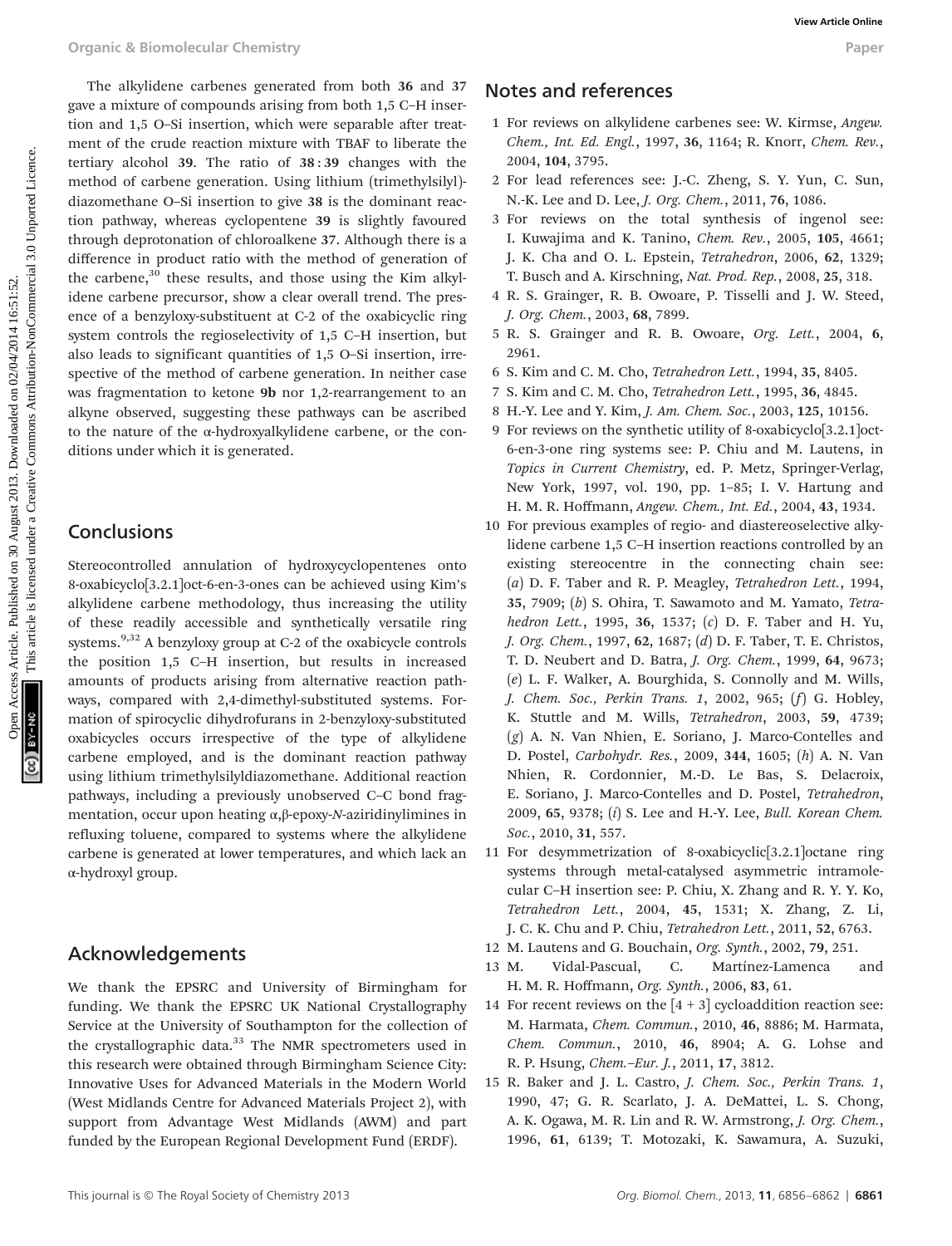The alkylidene carbenes generated from both **36** and **37** gave a mixture of compounds arising from both 1,5 C–H insertion and 1,5 O–Si insertion, which were separable after treatment of the crude reaction mixture with TBAF to liberate the tertiary alcohol **39**. The ratio of **38** : **39** changes with the method of carbene generation. Using lithium (trimethylsilyl)-diazomethane O–Si insertion to give **38** is the dominant reaction pathway, whereas cyclopentene **39** is slightly favoured through deprotonation of chloroalkene **37**. Although there is a difference in product ratio with the method of generation of the carbene,[30] these results, and those using the Kim alkylidene carbene precursor, show a clear overall trend. The presence of a benzyloxy-substituent at C-2 of the oxabicyclic ring system controls the regioselectivity of 1,5 C–H insertion, but also leads to significant quantities of 1,5 O–Si insertion, irrespective of the method of carbene generation. In neither case was fragmentation to ketone **9b** nor 1,2-rearrangement to an alkyne observed, suggesting these pathways can be ascribed to the nature of the α-hydroxyalkylidene carbene, or the conditions under which it is generated.

## Conclusions

Stereocontrolled annulation of hydroxycyclopentenes onto 8-oxabicyclo[3.2.1]oct-6-en-3-ones can be achieved using Kim's alkylidene carbene methodology, thus increasing the utility of these readily accessible and synthetically versatile ring systems.[9,32] A benzyloxy group at C-2 of the oxabicycle controls the position 1,5 C–H insertion, but results in increased amounts of products arising from alternative reaction pathways, compared with 2,4-dimethyl-substituted systems. Formation of spirocyclic dihydrofurans in 2-benzyloxy-substituted oxabicycles occurs irrespective of the type of alkylidene carbene employed, and is the dominant reaction pathway using lithium trimethylsilyldiazomethane. Additional reaction pathways, including a previously unobserved C–C bond fragmentation, occur upon heating α,β-epoxy-*N*-aziridinylimines in refluxing toluene, compared to systems where the alkylidene carbene is generated at lower temperatures, and which lack an α-hydroxyl group.

## Acknowledgements

We thank the EPSRC and University of Birmingham for funding. We thank the EPSRC UK National Crystallography Service at the University of Southampton for the collection of the crystallographic data.[33] The NMR spectrometers used in this research were obtained through Birmingham Science City: Innovative Uses for Advanced Materials in the Modern World (West Midlands Centre for Advanced Materials Project 2), with support from Advantage West Midlands (AWM) and part funded by the European Regional Development Fund (ERDF).

## Notes and references

1 For reviews on alkylidene carbenes see: W. Kirmse, *Angew. Chem., Int. Ed. Engl.*, 1997, **36**, 1164; R. Knorr, *Chem. Rev.*, 2004, **104**, 3795.

2 For lead references see: J.-C. Zheng, S. Y. Yun, C. Sun, N.-K. Lee and D. Lee, *J. Org. Chem.*, 2011, **76**, 1086.

3 For reviews on the total synthesis of ingenol see: I. Kuwajima and K. Tanino, *Chem. Rev.*, 2005, **105**, 4661; J. K. Cha and O. L. Epstein, *Tetrahedron*, 2006, **62**, 1329; T. Busch and A. Kirschning, *Nat. Prod. Rep.*, 2008, **25**, 318.

4 R. S. Grainger, R. B. Owoare, P. Tisselli and J. W. Steed, *J. Org. Chem.*, 2003, **68**, 7899.

5 R. S. Grainger and R. B. Owoare, *Org. Lett.*, 2004, **6**, 2961.

6 S. Kim and C. M. Cho, *Tetrahedron Lett.*, 1994, **35**, 8405.

7 S. Kim and C. M. Cho, *Tetrahedron Lett.*, 1995, **36**, 4845.

8 H.-Y. Lee and Y. Kim, *J. Am. Chem. Soc.*, 2003, **125**, 10156.

9 For reviews on the synthetic utility of 8-oxabicyclo[3.2.1]oct-6-en-3-one ring systems see: P. Chiu and M. Lautens, in *Topics in Current Chemistry*, ed. P. Metz, Springer-Verlag, New York, 1997, vol. 190, pp. 1–85; I. V. Hartung and H. M. R. Hoffmann, *Angew. Chem., Int. Ed.*, 2004, **43**, 1934.

10 For previous examples of regio- and diastereoselective alkylidene carbene 1,5 C–H insertion reactions controlled by an existing stereocentre in the connecting chain see: (*a*) D. F. Taber and R. P. Meagley, *Tetrahedron Lett.*, 1994, **35**, 7909; (*b*) S. Ohira, T. Sawamoto and M. Yamato, *Tetrahedron Lett.*, 1995, **36**, 1537; (*c*) D. F. Taber and H. Yu, *J. Org. Chem.*, 1997, **62**, 1687; (*d*) D. F. Taber, T. E. Christos, T. D. Neubert and D. Batra, *J. Org. Chem.*, 1999, **64**, 9673; (*e*) L. F. Walker, A. Bourghida, S. Connolly and M. Wills, *J. Chem. Soc., Perkin Trans. 1*, 2002, 965; (*f*) G. Hobley, K. Stuttle and M. Wills, *Tetrahedron*, 2003, **59**, 4739; (*g*) A. N. Van Nhien, E. Soriano, J. Marco-Contelles and D. Postel, *Carbohydr. Res.*, 2009, **344**, 1605; (*h*) A. N. Van Nhien, R. Cordonnier, M.-D. Le Bas, S. Delacroix, E. Soriano, J. Marco-Contelles and D. Postel, *Tetrahedron*, 2009, **65**, 9378; (*i*) S. Lee and H.-Y. Lee, *Bull. Korean Chem. Soc.*, 2010, **31**, 557.

11 For desymmetrization of 8-oxabicyclic[3.2.1]octane ring systems through metal-catalysed asymmetric intramolecular C–H insertion see: P. Chiu, X. Zhang and R. Y. Y. Ko, *Tetrahedron Lett.*, 2004, **45**, 1531; X. Zhang, Z. Li, J. C. K. Chu and P. Chiu, *Tetrahedron Lett.*, 2011, **52**, 6763.

12 M. Lautens and G. Bouchain, *Org. Synth.*, 2002, **79**, 251.

13 M. Vidal-Pascual, C. Martínez-Lamenca and H. M. R. Hoffmann, *Org. Synth.*, 2006, **83**, 61.

14 For recent reviews on the [4 + 3] cycloaddition reaction see: M. Harmata, *Chem. Commun.*, 2010, **46**, 8886; M. Harmata, *Chem. Commun.*, 2010, **46**, 8904; A. G. Lohse and R. P. Hsung, *Chem.–Eur. J.*, 2011, **17**, 3812.

15 R. Baker and J. L. Castro, *J. Chem. Soc., Perkin Trans. 1*, 1990, 47; G. R. Scarlato, J. A. DeMattei, L. S. Chong, A. K. Ogawa, M. R. Lin and R. W. Armstrong, *J. Org. Chem.*, 1996, **61**, 6139; T. Motozaki, K. Sawamura, A. Suzuki,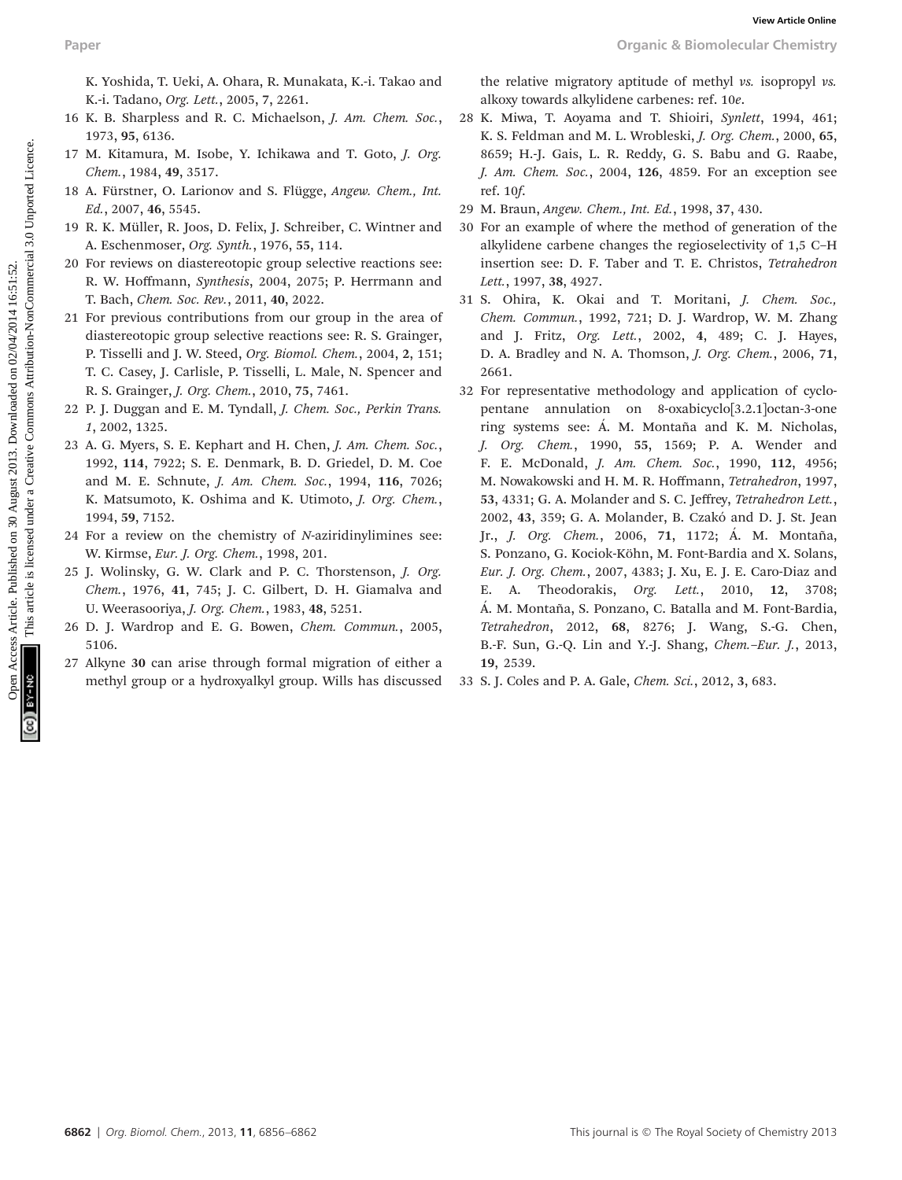K. Yoshida, T. Ueki, A. Ohara, R. Munakata, K.-i. Takao and K.-i. Tadano, *Org. Lett.*, 2005, **7**, 2261.

16 K. B. Sharpless and R. C. Michaelson, *J. Am. Chem. Soc.*, 1973, **95**, 6136.

17 M. Kitamura, M. Isobe, Y. Ichikawa and T. Goto, *J. Org. Chem.*, 1984, **49**, 3517.

18 A. Fürstner, O. Larionov and S. Flügge, *Angew. Chem., Int. Ed.*, 2007, **46**, 5545.

19 R. K. Müller, R. Joos, D. Felix, J. Schreiber, C. Wintner and A. Eschenmoser, *Org. Synth.*, 1976, **55**, 114.

20 For reviews on diastereotopic group selective reactions see: R. W. Hoffmann, *Synthesis*, 2004, 2075; P. Herrmann and T. Bach, *Chem. Soc. Rev.*, 2011, **40**, 2022.

21 For previous contributions from our group in the area of diastereotopic group selective reactions see: R. S. Grainger, P. Tisselli and J. W. Steed, *Org. Biomol. Chem.*, 2004, **2**, 151; T. C. Casey, J. Carlisle, P. Tisselli, L. Male, N. Spencer and R. S. Grainger, *J. Org. Chem.*, 2010, **75**, 7461.

22 P. J. Duggan and E. M. Tyndall, *J. Chem. Soc., Perkin Trans. 1*, 2002, 1325.

23 A. G. Myers, S. E. Kephart and H. Chen, *J. Am. Chem. Soc.*, 1992, **114**, 7922; S. E. Denmark, B. D. Griedel, D. M. Coe and M. E. Schnute, *J. Am. Chem. Soc.*, 1994, **116**, 7026; K. Matsumoto, K. Oshima and K. Utimoto, *J. Org. Chem.*, 1994, **59**, 7152.

24 For a review on the chemistry of *N*-aziridinylimines see: W. Kirmse, *Eur. J. Org. Chem.*, 1998, 201.

25 J. Wolinsky, G. W. Clark and P. C. Thorstenson, *J. Org. Chem.*, 1976, **41**, 745; J. C. Gilbert, D. H. Giamalva and U. Weerasooriya, *J. Org. Chem.*, 1983, **48**, 5251.

26 D. J. Wardrop and E. G. Bowen, *Chem. Commun.*, 2005, 5106.

27 Alkyne **30** can arise through formal migration of either a methyl group or a hydroxyalkyl group. Wills has discussed the relative migratory aptitude of methyl *vs.* isopropyl *vs.* alkoxy towards alkylidene carbenes: ref. 10*e*.

28 K. Miwa, T. Aoyama and T. Shioiri, *Synlett*, 1994, 461; K. S. Feldman and M. L. Wrobleski, *J. Org. Chem.*, 2000, **65**, 8659; H.-J. Gais, L. R. Reddy, G. S. Babu and G. Raabe, *J. Am. Chem. Soc.*, 2004, **126**, 4859. For an exception see ref. 10*f*.

29 M. Braun, *Angew. Chem., Int. Ed.*, 1998, **37**, 430.

30 For an example of where the method of generation of the alkylidene carbene changes the regioselectivity of 1,5 C–H insertion see: D. F. Taber and T. E. Christos, *Tetrahedron Lett.*, 1997, **38**, 4927.

31 S. Ohira, K. Okai and T. Moritani, *J. Chem. Soc., Chem. Commun.*, 1992, 721; D. J. Wardrop, W. M. Zhang and J. Fritz, *Org. Lett.*, 2002, **4**, 489; C. J. Hayes, D. A. Bradley and N. A. Thomson, *J. Org. Chem.*, 2006, **71**, 2661.

32 For representative methodology and application of cyclopentane annulation on 8-oxabicyclo[3.2.1]octan-3-one ring systems see: Á. M. Montaña and K. M. Nicholas, *J. Org. Chem.*, 1990, **55**, 1569; P. A. Wender and F. E. McDonald, *J. Am. Chem. Soc.*, 1990, **112**, 4956; M. Nowakowski and H. M. R. Hoffmann, *Tetrahedron*, 1997, **53**, 4331; G. A. Molander and S. C. Jeffrey, *Tetrahedron Lett.*, 2002, **43**, 359; G. A. Molander, B. Czakó and D. J. St. Jean Jr., *J. Org. Chem.*, 2006, **71**, 1172; Á. M. Montaña, S. Ponzano, G. Kociok-Köhn, M. Font-Bardia and X. Solans, *Eur. J. Org. Chem.*, 2007, 4383; J. Xu, E. J. E. Caro-Diaz and E. A. Theodorakis, *Org. Lett.*, 2010, **12**, 3708; Á. M. Montaña, S. Ponzano, C. Batalla and M. Font-Bardia, *Tetrahedron*, 2012, **68**, 8276; J. Wang, S.-G. Chen, B.-F. Sun, G.-Q. Lin and Y.-J. Shang, *Chem.–Eur. J.*, 2013, **19**, 2539.

33 S. J. Coles and P. A. Gale, *Chem. Sci.*, 2012, **3**, 683.